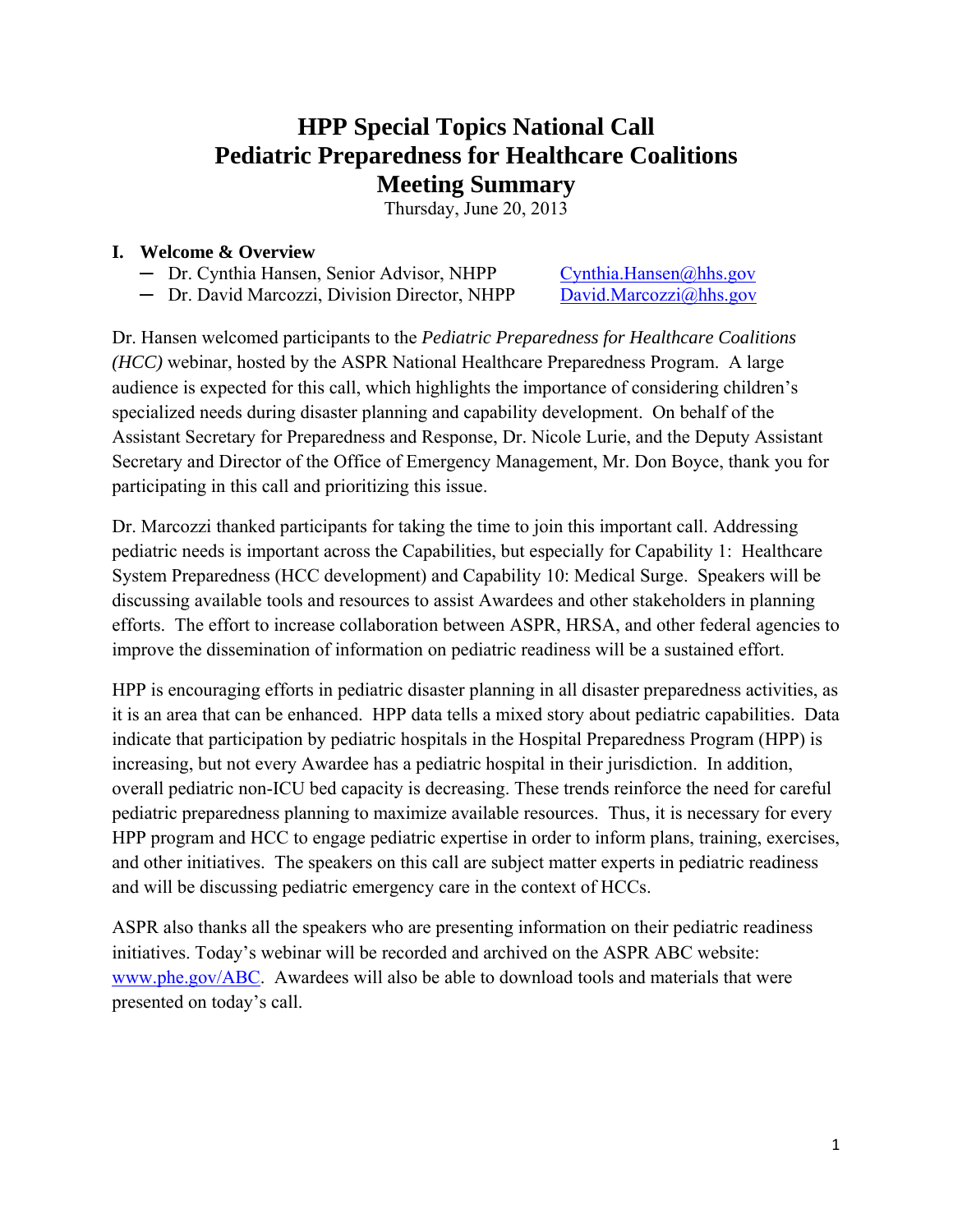# HPP Special Topics National Call
# Pediatric Preparedness for Healthcare Coalitions
# Meeting Summary

Thursday, June 20, 2013

## I. Welcome & Overview

- Dr. Cynthia Hansen, Senior Advisor, NHPP — Cynthia.Hansen@hhs.gov
- Dr. David Marcozzi, Division Director, NHPP — David.Marcozzi@hhs.gov

Dr. Hansen welcomed participants to the *Pediatric Preparedness for Healthcare Coalitions (HCC)* webinar, hosted by the ASPR National Healthcare Preparedness Program. A large audience is expected for this call, which highlights the importance of considering children's specialized needs during disaster planning and capability development. On behalf of the Assistant Secretary for Preparedness and Response, Dr. Nicole Lurie, and the Deputy Assistant Secretary and Director of the Office of Emergency Management, Mr. Don Boyce, thank you for participating in this call and prioritizing this issue.

Dr. Marcozzi thanked participants for taking the time to join this important call. Addressing pediatric needs is important across the Capabilities, but especially for Capability 1: Healthcare System Preparedness (HCC development) and Capability 10: Medical Surge. Speakers will be discussing available tools and resources to assist Awardees and other stakeholders in planning efforts. The effort to increase collaboration between ASPR, HRSA, and other federal agencies to improve the dissemination of information on pediatric readiness will be a sustained effort.

HPP is encouraging efforts in pediatric disaster planning in all disaster preparedness activities, as it is an area that can be enhanced. HPP data tells a mixed story about pediatric capabilities. Data indicate that participation by pediatric hospitals in the Hospital Preparedness Program (HPP) is increasing, but not every Awardee has a pediatric hospital in their jurisdiction. In addition, overall pediatric non-ICU bed capacity is decreasing. These trends reinforce the need for careful pediatric preparedness planning to maximize available resources. Thus, it is necessary for every HPP program and HCC to engage pediatric expertise in order to inform plans, training, exercises, and other initiatives. The speakers on this call are subject matter experts in pediatric readiness and will be discussing pediatric emergency care in the context of HCCs.

ASPR also thanks all the speakers who are presenting information on their pediatric readiness initiatives. Today's webinar will be recorded and archived on the ASPR ABC website: www.phe.gov/ABC. Awardees will also be able to download tools and materials that were presented on today's call.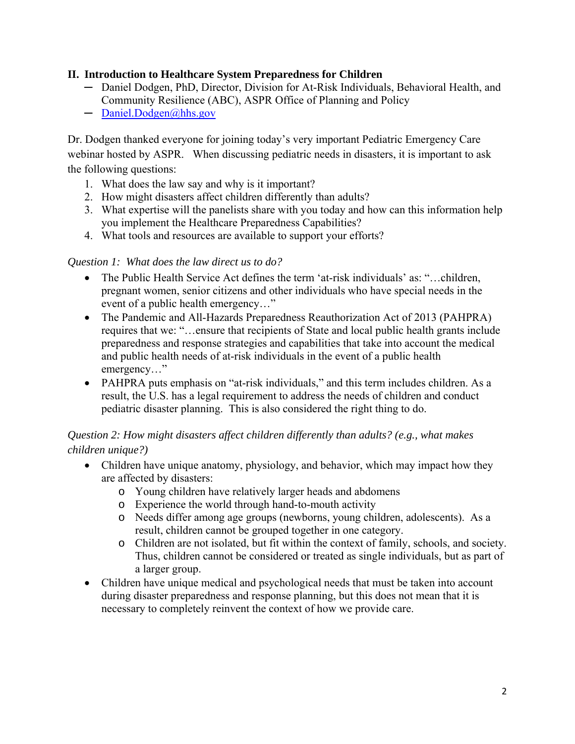## II. Introduction to Healthcare System Preparedness for Children

- Daniel Dodgen, PhD, Director, Division for At-Risk Individuals, Behavioral Health, and Community Resilience (ABC), ASPR Office of Planning and Policy
- [Daniel.Dodgen@hhs.gov](mailto:Daniel.Dodgen@hhs.gov)

Dr. Dodgen thanked everyone for joining today's very important Pediatric Emergency Care webinar hosted by ASPR. When discussing pediatric needs in disasters, it is important to ask the following questions:

1. What does the law say and why is it important?
2. How might disasters affect children differently than adults?
3. What expertise will the panelists share with you today and how can this information help you implement the Healthcare Preparedness Capabilities?
4. What tools and resources are available to support your efforts?

*Question 1: What does the law direct us to do?*

- The Public Health Service Act defines the term 'at-risk individuals' as: "…children, pregnant women, senior citizens and other individuals who have special needs in the event of a public health emergency…"
- The Pandemic and All-Hazards Preparedness Reauthorization Act of 2013 (PAHPRA) requires that we: "…ensure that recipients of State and local public health grants include preparedness and response strategies and capabilities that take into account the medical and public health needs of at-risk individuals in the event of a public health emergency…"
- PAHPRA puts emphasis on "at-risk individuals," and this term includes children. As a result, the U.S. has a legal requirement to address the needs of children and conduct pediatric disaster planning. This is also considered the right thing to do.

*Question 2: How might disasters affect children differently than adults? (e.g., what makes children unique?)*

- Children have unique anatomy, physiology, and behavior, which may impact how they are affected by disasters:
  - Young children have relatively larger heads and abdomens
  - Experience the world through hand-to-mouth activity
  - Needs differ among age groups (newborns, young children, adolescents). As a result, children cannot be grouped together in one category.
  - Children are not isolated, but fit within the context of family, schools, and society. Thus, children cannot be considered or treated as single individuals, but as part of a larger group.
- Children have unique medical and psychological needs that must be taken into account during disaster preparedness and response planning, but this does not mean that it is necessary to completely reinvent the context of how we provide care.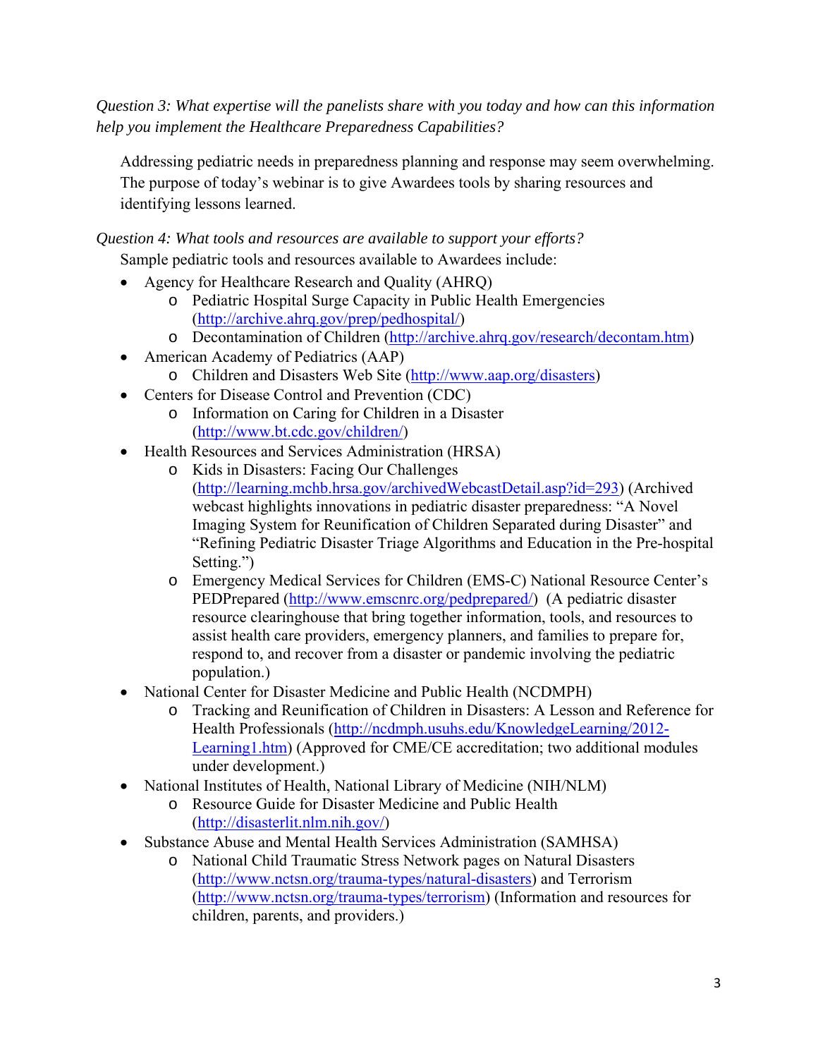*Question 3: What expertise will the panelists share with you today and how can this information help you implement the Healthcare Preparedness Capabilities?*

Addressing pediatric needs in preparedness planning and response may seem overwhelming. The purpose of today's webinar is to give Awardees tools by sharing resources and identifying lessons learned.

*Question 4: What tools and resources are available to support your efforts?*

Sample pediatric tools and resources available to Awardees include:

- Agency for Healthcare Research and Quality (AHRQ)
  - Pediatric Hospital Surge Capacity in Public Health Emergencies (http://archive.ahrq.gov/prep/pedhospital/)
  - Decontamination of Children (http://archive.ahrq.gov/research/decontam.htm)
- American Academy of Pediatrics (AAP)
  - Children and Disasters Web Site (http://www.aap.org/disasters)
- Centers for Disease Control and Prevention (CDC)
  - Information on Caring for Children in a Disaster (http://www.bt.cdc.gov/children/)
- Health Resources and Services Administration (HRSA)
  - Kids in Disasters: Facing Our Challenges (http://learning.mchb.hrsa.gov/archivedWebcastDetail.asp?id=293) (Archived webcast highlights innovations in pediatric disaster preparedness: "A Novel Imaging System for Reunification of Children Separated during Disaster" and "Refining Pediatric Disaster Triage Algorithms and Education in the Pre-hospital Setting.")
  - Emergency Medical Services for Children (EMS-C) National Resource Center's PEDPrepared (http://www.emscnrc.org/pedprepared/) (A pediatric disaster resource clearinghouse that bring together information, tools, and resources to assist health care providers, emergency planners, and families to prepare for, respond to, and recover from a disaster or pandemic involving the pediatric population.)
- National Center for Disaster Medicine and Public Health (NCDMPH)
  - Tracking and Reunification of Children in Disasters: A Lesson and Reference for Health Professionals (http://ncdmph.usuhs.edu/KnowledgeLearning/2012-Learning1.htm) (Approved for CME/CE accreditation; two additional modules under development.)
- National Institutes of Health, National Library of Medicine (NIH/NLM)
  - Resource Guide for Disaster Medicine and Public Health (http://disasterlit.nlm.nih.gov/)
- Substance Abuse and Mental Health Services Administration (SAMHSA)
  - National Child Traumatic Stress Network pages on Natural Disasters (http://www.nctsn.org/trauma-types/natural-disasters) and Terrorism (http://www.nctsn.org/trauma-types/terrorism) (Information and resources for children, parents, and providers.)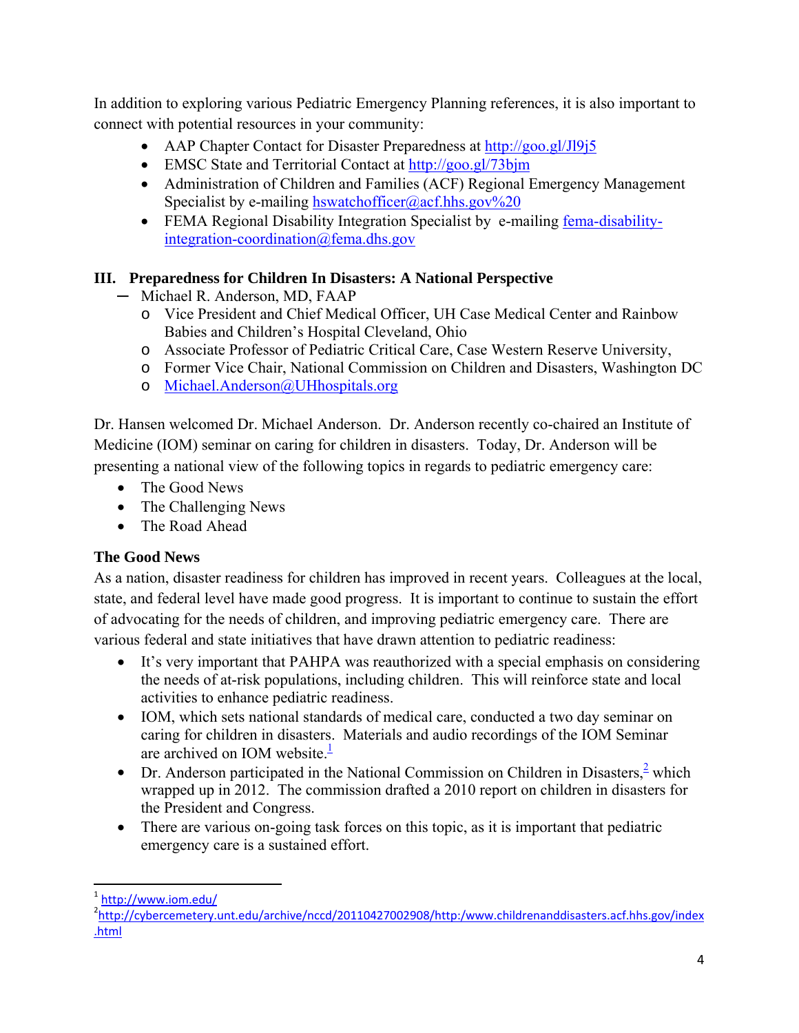In addition to exploring various Pediatric Emergency Planning references, it is also important to connect with potential resources in your community:

- AAP Chapter Contact for Disaster Preparedness at http://goo.gl/Jl9j5
- EMSC State and Territorial Contact at http://goo.gl/73bjm
- Administration of Children and Families (ACF) Regional Emergency Management Specialist by e-mailing hswatchofficer@acf.hhs.gov%20
- FEMA Regional Disability Integration Specialist by e-mailing fema-disability-integration-coordination@fema.dhs.gov

## III. Preparedness for Children In Disasters: A National Perspective

- Michael R. Anderson, MD, FAAP
  - Vice President and Chief Medical Officer, UH Case Medical Center and Rainbow Babies and Children's Hospital Cleveland, Ohio
  - Associate Professor of Pediatric Critical Care, Case Western Reserve University,
  - Former Vice Chair, National Commission on Children and Disasters, Washington DC
  - Michael.Anderson@UHhospitals.org

Dr. Hansen welcomed Dr. Michael Anderson. Dr. Anderson recently co-chaired an Institute of Medicine (IOM) seminar on caring for children in disasters. Today, Dr. Anderson will be presenting a national view of the following topics in regards to pediatric emergency care:

- The Good News
- The Challenging News
- The Road Ahead

### The Good News

As a nation, disaster readiness for children has improved in recent years. Colleagues at the local, state, and federal level have made good progress. It is important to continue to sustain the effort of advocating for the needs of children, and improving pediatric emergency care. There are various federal and state initiatives that have drawn attention to pediatric readiness:

- It's very important that PAHPA was reauthorized with a special emphasis on considering the needs of at-risk populations, including children. This will reinforce state and local activities to enhance pediatric readiness.
- IOM, which sets national standards of medical care, conducted a two day seminar on caring for children in disasters. Materials and audio recordings of the IOM Seminar are archived on IOM website.[1]
- Dr. Anderson participated in the National Commission on Children in Disasters,[2] which wrapped up in 2012. The commission drafted a 2010 report on children in disasters for the President and Congress.
- There are various on-going task forces on this topic, as it is important that pediatric emergency care is a sustained effort.

---

[1] http://www.iom.edu/

[2] http://cybercemetery.unt.edu/archive/nccd/20110427002908/http:/www.childrenanddisasters.acf.hhs.gov/index.html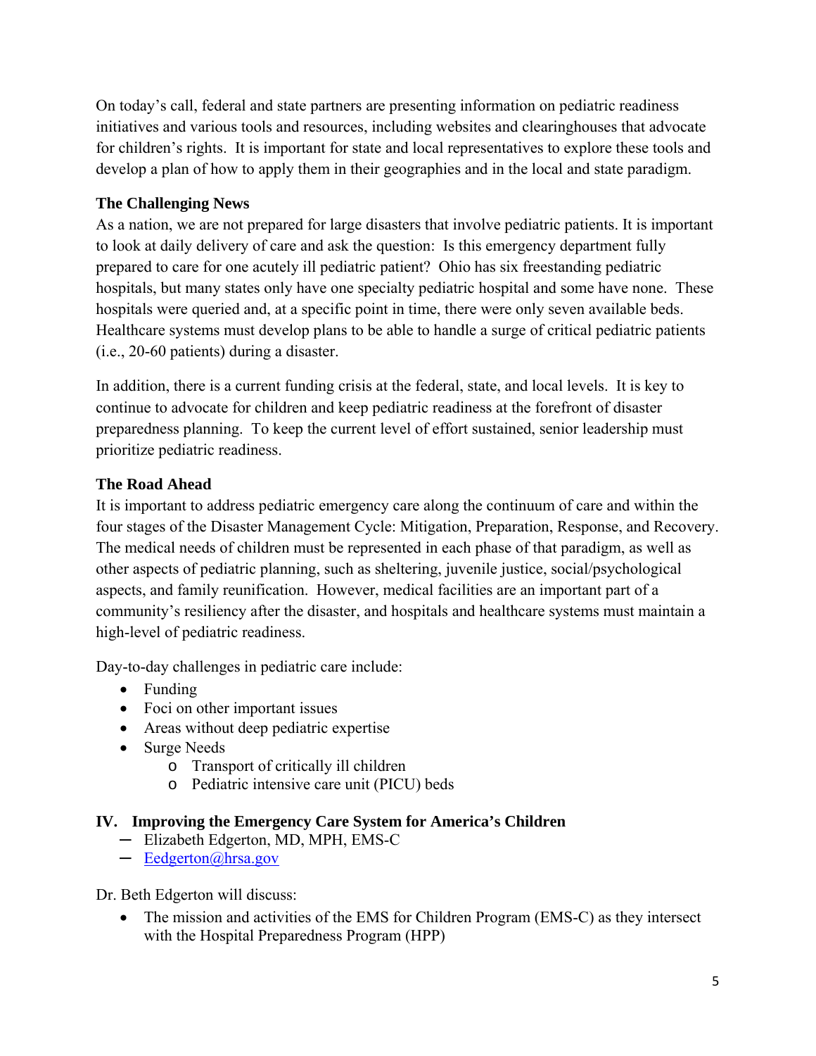On today's call, federal and state partners are presenting information on pediatric readiness initiatives and various tools and resources, including websites and clearinghouses that advocate for children's rights. It is important for state and local representatives to explore these tools and develop a plan of how to apply them in their geographies and in the local and state paradigm.

**The Challenging News**

As a nation, we are not prepared for large disasters that involve pediatric patients. It is important to look at daily delivery of care and ask the question: Is this emergency department fully prepared to care for one acutely ill pediatric patient? Ohio has six freestanding pediatric hospitals, but many states only have one specialty pediatric hospital and some have none. These hospitals were queried and, at a specific point in time, there were only seven available beds. Healthcare systems must develop plans to be able to handle a surge of critical pediatric patients (i.e., 20-60 patients) during a disaster.

In addition, there is a current funding crisis at the federal, state, and local levels. It is key to continue to advocate for children and keep pediatric readiness at the forefront of disaster preparedness planning. To keep the current level of effort sustained, senior leadership must prioritize pediatric readiness.

**The Road Ahead**

It is important to address pediatric emergency care along the continuum of care and within the four stages of the Disaster Management Cycle: Mitigation, Preparation, Response, and Recovery. The medical needs of children must be represented in each phase of that paradigm, as well as other aspects of pediatric planning, such as sheltering, juvenile justice, social/psychological aspects, and family reunification. However, medical facilities are an important part of a community's resiliency after the disaster, and hospitals and healthcare systems must maintain a high-level of pediatric readiness.

Day-to-day challenges in pediatric care include:

- Funding
- Foci on other important issues
- Areas without deep pediatric expertise
- Surge Needs
  - Transport of critically ill children
  - Pediatric intensive care unit (PICU) beds

## IV. Improving the Emergency Care System for America's Children

- Elizabeth Edgerton, MD, MPH, EMS-C
- Eedgerton@hrsa.gov

Dr. Beth Edgerton will discuss:

- The mission and activities of the EMS for Children Program (EMS-C) as they intersect with the Hospital Preparedness Program (HPP)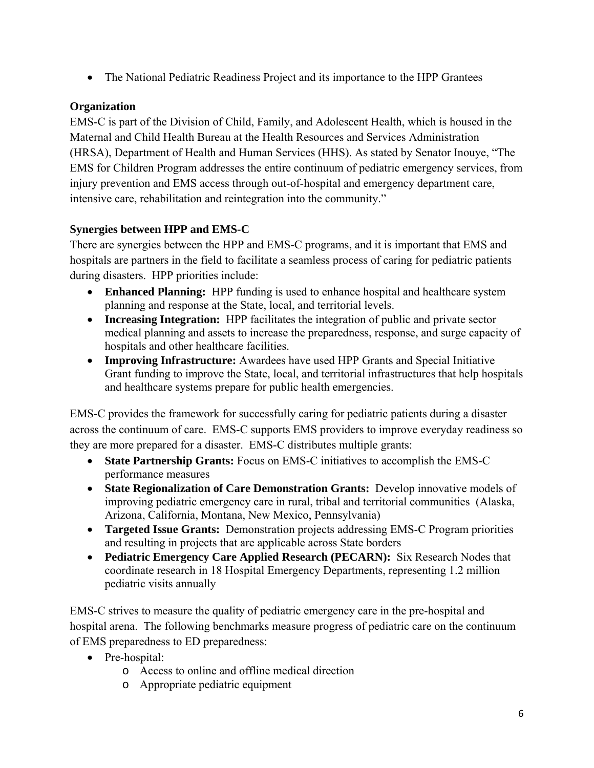- The National Pediatric Readiness Project and its importance to the HPP Grantees

**Organization**

EMS-C is part of the Division of Child, Family, and Adolescent Health, which is housed in the Maternal and Child Health Bureau at the Health Resources and Services Administration (HRSA), Department of Health and Human Services (HHS). As stated by Senator Inouye, "The EMS for Children Program addresses the entire continuum of pediatric emergency services, from injury prevention and EMS access through out-of-hospital and emergency department care, intensive care, rehabilitation and reintegration into the community."

**Synergies between HPP and EMS-C**

There are synergies between the HPP and EMS-C programs, and it is important that EMS and hospitals are partners in the field to facilitate a seamless process of caring for pediatric patients during disasters. HPP priorities include:

- **Enhanced Planning:** HPP funding is used to enhance hospital and healthcare system planning and response at the State, local, and territorial levels.
- **Increasing Integration:** HPP facilitates the integration of public and private sector medical planning and assets to increase the preparedness, response, and surge capacity of hospitals and other healthcare facilities.
- **Improving Infrastructure:** Awardees have used HPP Grants and Special Initiative Grant funding to improve the State, local, and territorial infrastructures that help hospitals and healthcare systems prepare for public health emergencies.

EMS-C provides the framework for successfully caring for pediatric patients during a disaster across the continuum of care. EMS-C supports EMS providers to improve everyday readiness so they are more prepared for a disaster. EMS-C distributes multiple grants:

- **State Partnership Grants:** Focus on EMS-C initiatives to accomplish the EMS-C performance measures
- **State Regionalization of Care Demonstration Grants:** Develop innovative models of improving pediatric emergency care in rural, tribal and territorial communities (Alaska, Arizona, California, Montana, New Mexico, Pennsylvania)
- **Targeted Issue Grants:** Demonstration projects addressing EMS-C Program priorities and resulting in projects that are applicable across State borders
- **Pediatric Emergency Care Applied Research (PECARN):** Six Research Nodes that coordinate research in 18 Hospital Emergency Departments, representing 1.2 million pediatric visits annually

EMS-C strives to measure the quality of pediatric emergency care in the pre-hospital and hospital arena. The following benchmarks measure progress of pediatric care on the continuum of EMS preparedness to ED preparedness:

- Pre-hospital:
  - Access to online and offline medical direction
  - Appropriate pediatric equipment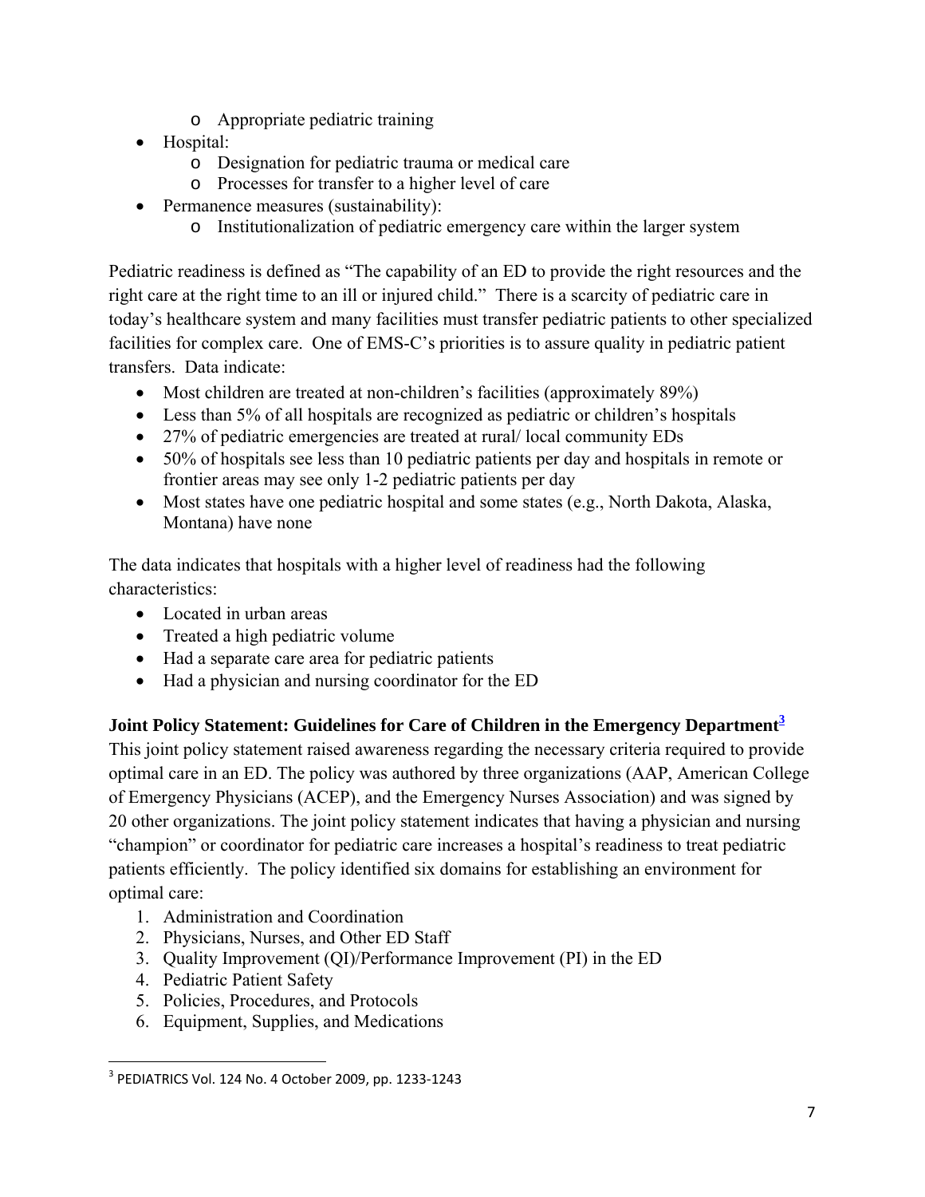- Appropriate pediatric training
- Hospital:
    - Designation for pediatric trauma or medical care
    - Processes for transfer to a higher level of care
- Permanence measures (sustainability):
    - Institutionalization of pediatric emergency care within the larger system

Pediatric readiness is defined as "The capability of an ED to provide the right resources and the right care at the right time to an ill or injured child." There is a scarcity of pediatric care in today's healthcare system and many facilities must transfer pediatric patients to other specialized facilities for complex care. One of EMS-C's priorities is to assure quality in pediatric patient transfers. Data indicate:

- Most children are treated at non-children's facilities (approximately 89%)
- Less than 5% of all hospitals are recognized as pediatric or children's hospitals
- 27% of pediatric emergencies are treated at rural/ local community EDs
- 50% of hospitals see less than 10 pediatric patients per day and hospitals in remote or frontier areas may see only 1-2 pediatric patients per day
- Most states have one pediatric hospital and some states (e.g., North Dakota, Alaska, Montana) have none

The data indicates that hospitals with a higher level of readiness had the following characteristics:

- Located in urban areas
- Treated a high pediatric volume
- Had a separate care area for pediatric patients
- Had a physician and nursing coordinator for the ED

### Joint Policy Statement: Guidelines for Care of Children in the Emergency Department[3]

This joint policy statement raised awareness regarding the necessary criteria required to provide optimal care in an ED. The policy was authored by three organizations (AAP, American College of Emergency Physicians (ACEP), and the Emergency Nurses Association) and was signed by 20 other organizations. The joint policy statement indicates that having a physician and nursing "champion" or coordinator for pediatric care increases a hospital's readiness to treat pediatric patients efficiently. The policy identified six domains for establishing an environment for optimal care:

1. Administration and Coordination
2. Physicians, Nurses, and Other ED Staff
3. Quality Improvement (QI)/Performance Improvement (PI) in the ED
4. Pediatric Patient Safety
5. Policies, Procedures, and Protocols
6. Equipment, Supplies, and Medications

[3] PEDIATRICS Vol. 124 No. 4 October 2009, pp. 1233-1243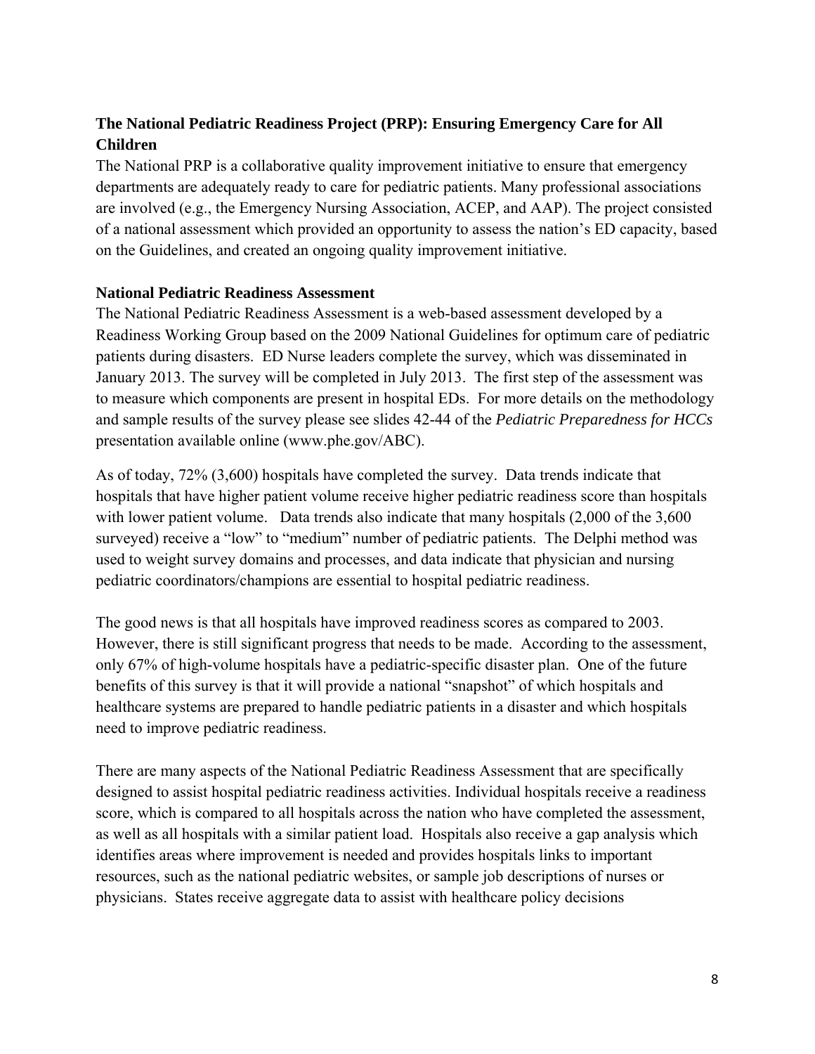### The National Pediatric Readiness Project (PRP): Ensuring Emergency Care for All Children

The National PRP is a collaborative quality improvement initiative to ensure that emergency departments are adequately ready to care for pediatric patients. Many professional associations are involved (e.g., the Emergency Nursing Association, ACEP, and AAP). The project consisted of a national assessment which provided an opportunity to assess the nation's ED capacity, based on the Guidelines, and created an ongoing quality improvement initiative.

#### National Pediatric Readiness Assessment

The National Pediatric Readiness Assessment is a web-based assessment developed by a Readiness Working Group based on the 2009 National Guidelines for optimum care of pediatric patients during disasters. ED Nurse leaders complete the survey, which was disseminated in January 2013. The survey will be completed in July 2013. The first step of the assessment was to measure which components are present in hospital EDs. For more details on the methodology and sample results of the survey please see slides 42-44 of the *Pediatric Preparedness for HCCs* presentation available online (www.phe.gov/ABC).

As of today, 72% (3,600) hospitals have completed the survey. Data trends indicate that hospitals that have higher patient volume receive higher pediatric readiness score than hospitals with lower patient volume. Data trends also indicate that many hospitals (2,000 of the 3,600 surveyed) receive a "low" to "medium" number of pediatric patients. The Delphi method was used to weight survey domains and processes, and data indicate that physician and nursing pediatric coordinators/champions are essential to hospital pediatric readiness.

The good news is that all hospitals have improved readiness scores as compared to 2003. However, there is still significant progress that needs to be made. According to the assessment, only 67% of high-volume hospitals have a pediatric-specific disaster plan. One of the future benefits of this survey is that it will provide a national "snapshot" of which hospitals and healthcare systems are prepared to handle pediatric patients in a disaster and which hospitals need to improve pediatric readiness.

There are many aspects of the National Pediatric Readiness Assessment that are specifically designed to assist hospital pediatric readiness activities. Individual hospitals receive a readiness score, which is compared to all hospitals across the nation who have completed the assessment, as well as all hospitals with a similar patient load. Hospitals also receive a gap analysis which identifies areas where improvement is needed and provides hospitals links to important resources, such as the national pediatric websites, or sample job descriptions of nurses or physicians. States receive aggregate data to assist with healthcare policy decisions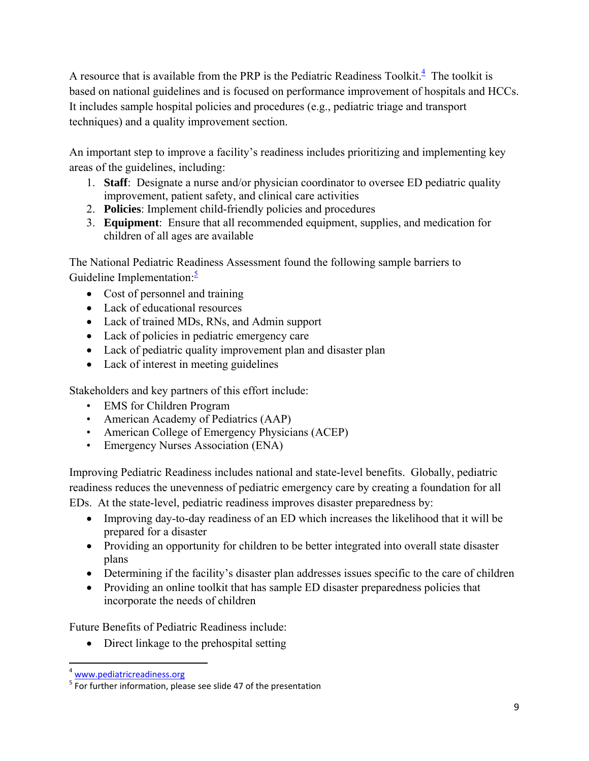A resource that is available from the PRP is the Pediatric Readiness Toolkit.[4] The toolkit is based on national guidelines and is focused on performance improvement of hospitals and HCCs. It includes sample hospital policies and procedures (e.g., pediatric triage and transport techniques) and a quality improvement section.

An important step to improve a facility's readiness includes prioritizing and implementing key areas of the guidelines, including:

1. **Staff**: Designate a nurse and/or physician coordinator to oversee ED pediatric quality improvement, patient safety, and clinical care activities
2. **Policies**: Implement child-friendly policies and procedures
3. **Equipment**: Ensure that all recommended equipment, supplies, and medication for children of all ages are available

The National Pediatric Readiness Assessment found the following sample barriers to Guideline Implementation:[5]

- Cost of personnel and training
- Lack of educational resources
- Lack of trained MDs, RNs, and Admin support
- Lack of policies in pediatric emergency care
- Lack of pediatric quality improvement plan and disaster plan
- Lack of interest in meeting guidelines

Stakeholders and key partners of this effort include:

- EMS for Children Program
- American Academy of Pediatrics (AAP)
- American College of Emergency Physicians (ACEP)
- Emergency Nurses Association (ENA)

Improving Pediatric Readiness includes national and state-level benefits. Globally, pediatric readiness reduces the unevenness of pediatric emergency care by creating a foundation for all EDs. At the state-level, pediatric readiness improves disaster preparedness by:

- Improving day-to-day readiness of an ED which increases the likelihood that it will be prepared for a disaster
- Providing an opportunity for children to be better integrated into overall state disaster plans
- Determining if the facility's disaster plan addresses issues specific to the care of children
- Providing an online toolkit that has sample ED disaster preparedness policies that incorporate the needs of children

Future Benefits of Pediatric Readiness include:

- Direct linkage to the prehospital setting

---

[4] www.pediatricreadiness.org

[5] For further information, please see slide 47 of the presentation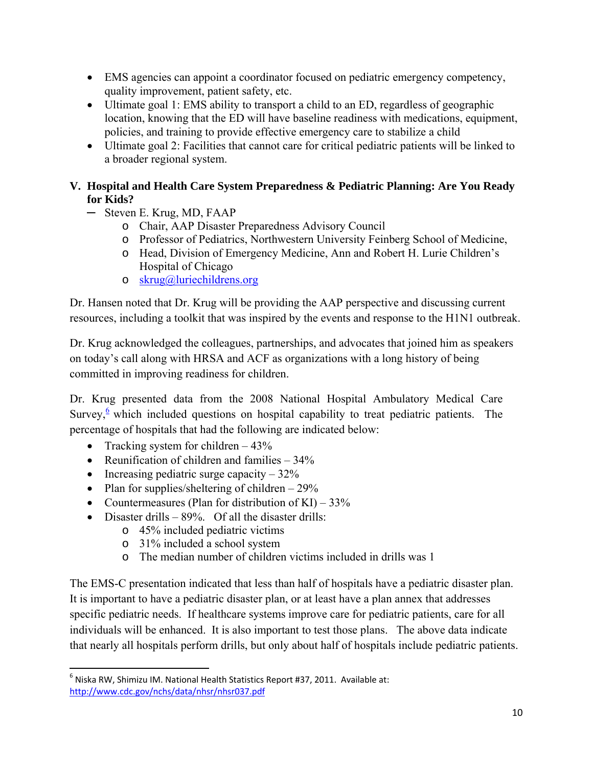- EMS agencies can appoint a coordinator focused on pediatric emergency competency, quality improvement, patient safety, etc.
- Ultimate goal 1: EMS ability to transport a child to an ED, regardless of geographic location, knowing that the ED will have baseline readiness with medications, equipment, policies, and training to provide effective emergency care to stabilize a child
- Ultimate goal 2: Facilities that cannot care for critical pediatric patients will be linked to a broader regional system.

## V. Hospital and Health Care System Preparedness & Pediatric Planning: Are You Ready for Kids?

- Steven E. Krug, MD, FAAP
  - Chair, AAP Disaster Preparedness Advisory Council
  - Professor of Pediatrics, Northwestern University Feinberg School of Medicine,
  - Head, Division of Emergency Medicine, Ann and Robert H. Lurie Children's Hospital of Chicago
  - skrug@luriechildrens.org

Dr. Hansen noted that Dr. Krug will be providing the AAP perspective and discussing current resources, including a toolkit that was inspired by the events and response to the H1N1 outbreak.

Dr. Krug acknowledged the colleagues, partnerships, and advocates that joined him as speakers on today's call along with HRSA and ACF as organizations with a long history of being committed in improving readiness for children.

Dr. Krug presented data from the 2008 National Hospital Ambulatory Medical Care Survey,[6] which included questions on hospital capability to treat pediatric patients. The percentage of hospitals that had the following are indicated below:

- Tracking system for children – 43%
- Reunification of children and families – 34%
- Increasing pediatric surge capacity – 32%
- Plan for supplies/sheltering of children – 29%
- Countermeasures (Plan for distribution of KI) – 33%
- Disaster drills – 89%. Of all the disaster drills:
  - 45% included pediatric victims
  - 31% included a school system
  - The median number of children victims included in drills was 1

The EMS-C presentation indicated that less than half of hospitals have a pediatric disaster plan. It is important to have a pediatric disaster plan, or at least have a plan annex that addresses specific pediatric needs. If healthcare systems improve care for pediatric patients, care for all individuals will be enhanced. It is also important to test those plans. The above data indicate that nearly all hospitals perform drills, but only about half of hospitals include pediatric patients.

---

[6] Niska RW, Shimizu IM. National Health Statistics Report #37, 2011. Available at: http://www.cdc.gov/nchs/data/nhsr/nhsr037.pdf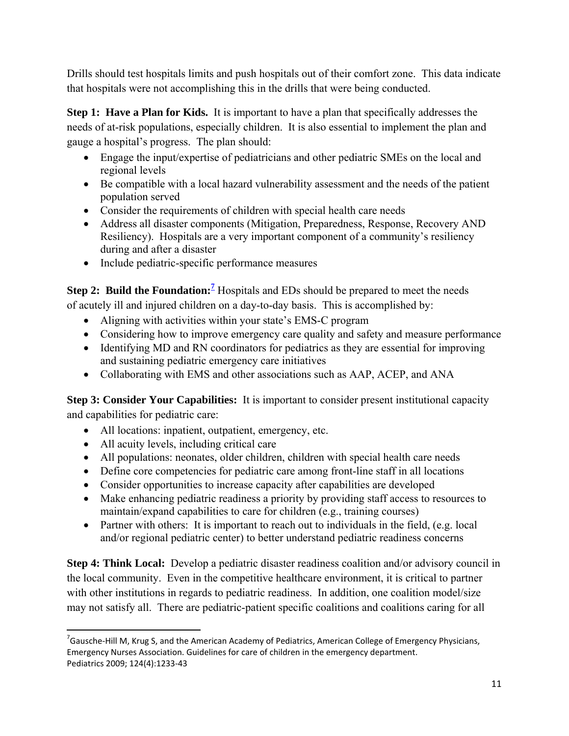Drills should test hospitals limits and push hospitals out of their comfort zone. This data indicate that hospitals were not accomplishing this in the drills that were being conducted.

**Step 1: Have a Plan for Kids.** It is important to have a plan that specifically addresses the needs of at-risk populations, especially children. It is also essential to implement the plan and gauge a hospital's progress. The plan should:

- Engage the input/expertise of pediatricians and other pediatric SMEs on the local and regional levels
- Be compatible with a local hazard vulnerability assessment and the needs of the patient population served
- Consider the requirements of children with special health care needs
- Address all disaster components (Mitigation, Preparedness, Response, Recovery AND Resiliency). Hospitals are a very important component of a community's resiliency during and after a disaster
- Include pediatric-specific performance measures

**Step 2: Build the Foundation:**[7] Hospitals and EDs should be prepared to meet the needs of acutely ill and injured children on a day-to-day basis. This is accomplished by:

- Aligning with activities within your state's EMS-C program
- Considering how to improve emergency care quality and safety and measure performance
- Identifying MD and RN coordinators for pediatrics as they are essential for improving and sustaining pediatric emergency care initiatives
- Collaborating with EMS and other associations such as AAP, ACEP, and ANA

**Step 3: Consider Your Capabilities:** It is important to consider present institutional capacity and capabilities for pediatric care:

- All locations: inpatient, outpatient, emergency, etc.
- All acuity levels, including critical care
- All populations: neonates, older children, children with special health care needs
- Define core competencies for pediatric care among front-line staff in all locations
- Consider opportunities to increase capacity after capabilities are developed
- Make enhancing pediatric readiness a priority by providing staff access to resources to maintain/expand capabilities to care for children (e.g., training courses)
- Partner with others: It is important to reach out to individuals in the field, (e.g. local and/or regional pediatric center) to better understand pediatric readiness concerns

**Step 4: Think Local:** Develop a pediatric disaster readiness coalition and/or advisory council in the local community. Even in the competitive healthcare environment, it is critical to partner with other institutions in regards to pediatric readiness. In addition, one coalition model/size may not satisfy all. There are pediatric-patient specific coalitions and coalitions caring for all

---

[7] Gausche-Hill M, Krug S, and the American Academy of Pediatrics, American College of Emergency Physicians, Emergency Nurses Association. Guidelines for care of children in the emergency department. Pediatrics 2009; 124(4):1233-43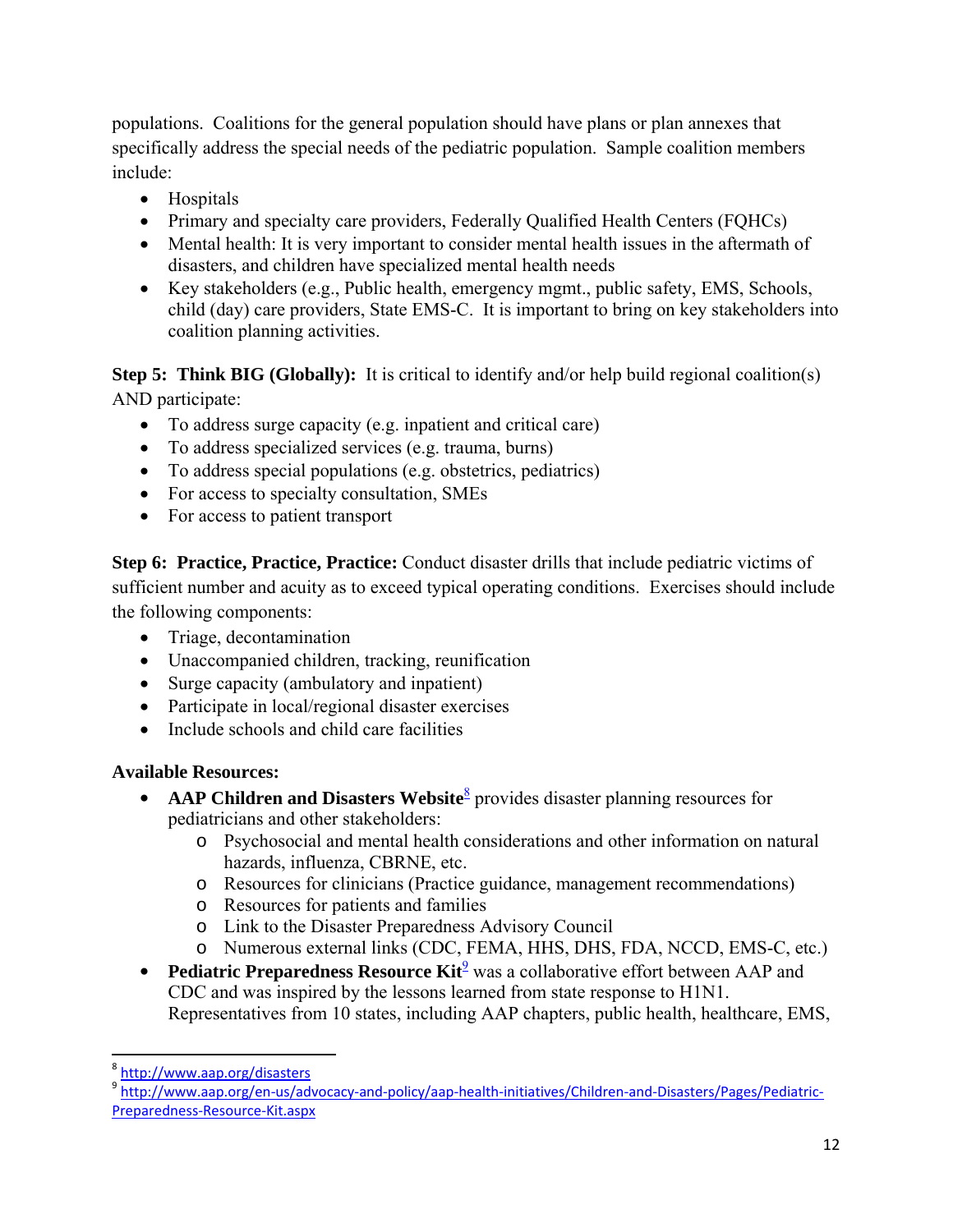populations. Coalitions for the general population should have plans or plan annexes that specifically address the special needs of the pediatric population. Sample coalition members include:

- Hospitals
- Primary and specialty care providers, Federally Qualified Health Centers (FQHCs)
- Mental health: It is very important to consider mental health issues in the aftermath of disasters, and children have specialized mental health needs
- Key stakeholders (e.g., Public health, emergency mgmt., public safety, EMS, Schools, child (day) care providers, State EMS-C. It is important to bring on key stakeholders into coalition planning activities.

**Step 5: Think BIG (Globally):** It is critical to identify and/or help build regional coalition(s) AND participate:

- To address surge capacity (e.g. inpatient and critical care)
- To address specialized services (e.g. trauma, burns)
- To address special populations (e.g. obstetrics, pediatrics)
- For access to specialty consultation, SMEs
- For access to patient transport

**Step 6: Practice, Practice, Practice:** Conduct disaster drills that include pediatric victims of sufficient number and acuity as to exceed typical operating conditions. Exercises should include the following components:

- Triage, decontamination
- Unaccompanied children, tracking, reunification
- Surge capacity (ambulatory and inpatient)
- Participate in local/regional disaster exercises
- Include schools and child care facilities

**Available Resources:**

- **AAP Children and Disasters Website**[8] provides disaster planning resources for pediatricians and other stakeholders:
  - Psychosocial and mental health considerations and other information on natural hazards, influenza, CBRNE, etc.
  - Resources for clinicians (Practice guidance, management recommendations)
  - Resources for patients and families
  - Link to the Disaster Preparedness Advisory Council
  - Numerous external links (CDC, FEMA, HHS, DHS, FDA, NCCD, EMS-C, etc.)
- **Pediatric Preparedness Resource Kit**[9] was a collaborative effort between AAP and CDC and was inspired by the lessons learned from state response to H1N1. Representatives from 10 states, including AAP chapters, public health, healthcare, EMS,

[8] http://www.aap.org/disasters

[9] http://www.aap.org/en-us/advocacy-and-policy/aap-health-initiatives/Children-and-Disasters/Pages/Pediatric-Preparedness-Resource-Kit.aspx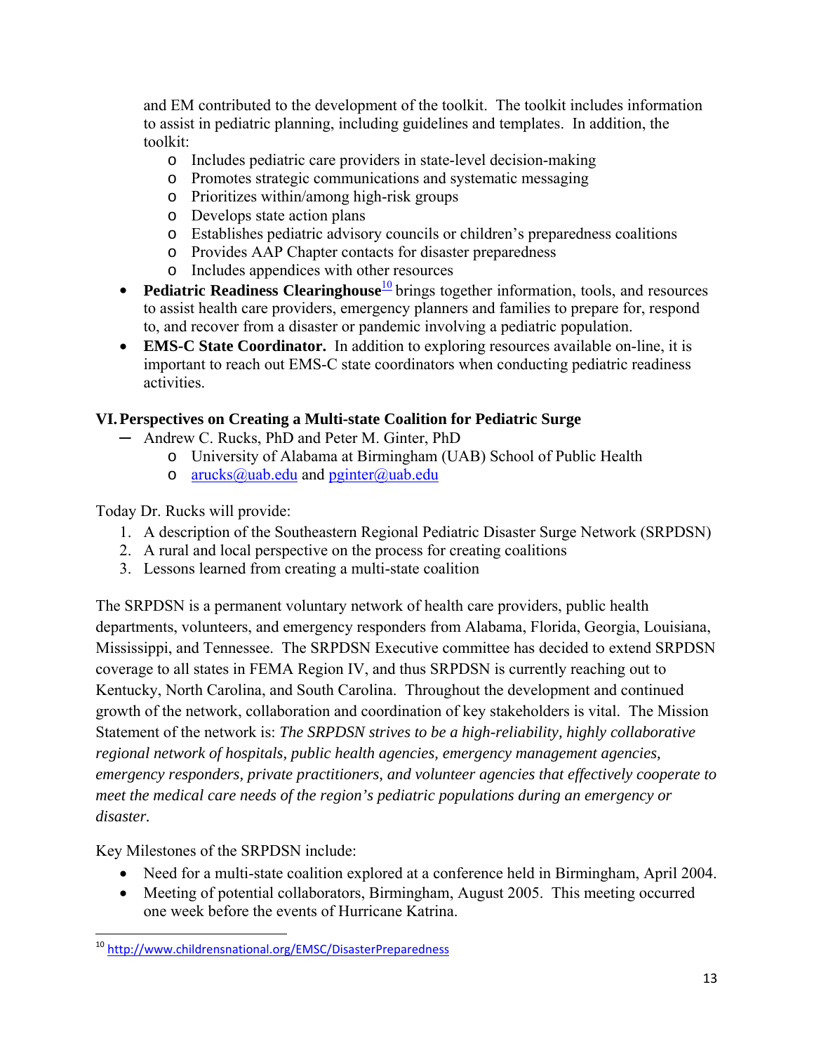and EM contributed to the development of the toolkit. The toolkit includes information to assist in pediatric planning, including guidelines and templates. In addition, the toolkit:

  - Includes pediatric care providers in state-level decision-making
  - Promotes strategic communications and systematic messaging
  - Prioritizes within/among high-risk groups
  - Develops state action plans
  - Establishes pediatric advisory councils or children's preparedness coalitions
  - Provides AAP Chapter contacts for disaster preparedness
  - Includes appendices with other resources

- **Pediatric Readiness Clearinghouse**[10] brings together information, tools, and resources to assist health care providers, emergency planners and families to prepare for, respond to, and recover from a disaster or pandemic involving a pediatric population.
- **EMS-C State Coordinator.** In addition to exploring resources available on-line, it is important to reach out EMS-C state coordinators when conducting pediatric readiness activities.

## VI. Perspectives on Creating a Multi-state Coalition for Pediatric Surge

- Andrew C. Rucks, PhD and Peter M. Ginter, PhD
  - University of Alabama at Birmingham (UAB) School of Public Health
  - arucks@uab.edu and pginter@uab.edu

Today Dr. Rucks will provide:

1. A description of the Southeastern Regional Pediatric Disaster Surge Network (SRPDSN)
2. A rural and local perspective on the process for creating coalitions
3. Lessons learned from creating a multi-state coalition

The SRPDSN is a permanent voluntary network of health care providers, public health departments, volunteers, and emergency responders from Alabama, Florida, Georgia, Louisiana, Mississippi, and Tennessee. The SRPDSN Executive committee has decided to extend SRPDSN coverage to all states in FEMA Region IV, and thus SRPDSN is currently reaching out to Kentucky, North Carolina, and South Carolina. Throughout the development and continued growth of the network, collaboration and coordination of key stakeholders is vital. The Mission Statement of the network is: *The SRPDSN strives to be a high-reliability, highly collaborative regional network of hospitals, public health agencies, emergency management agencies, emergency responders, private practitioners, and volunteer agencies that effectively cooperate to meet the medical care needs of the region's pediatric populations during an emergency or disaster.*

Key Milestones of the SRPDSN include:

- Need for a multi-state coalition explored at a conference held in Birmingham, April 2004.
- Meeting of potential collaborators, Birmingham, August 2005. This meeting occurred one week before the events of Hurricane Katrina.

---

[10] http://www.childrensnational.org/EMSC/DisasterPreparedness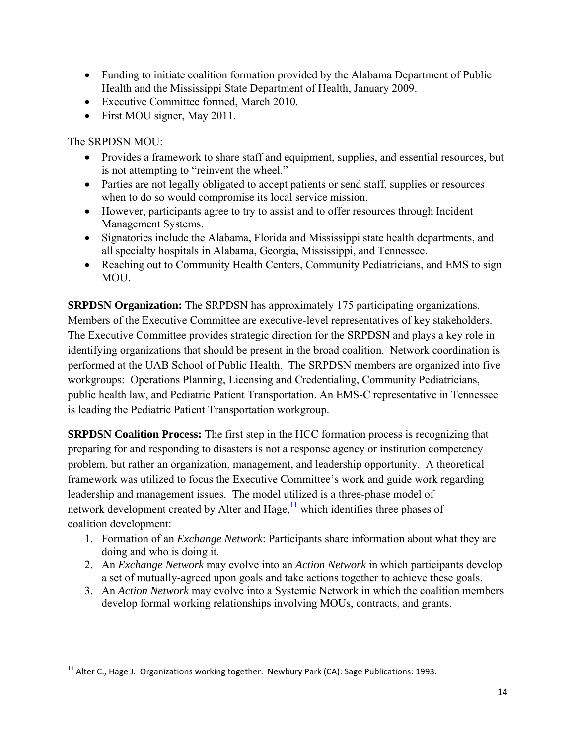- Funding to initiate coalition formation provided by the Alabama Department of Public Health and the Mississippi State Department of Health, January 2009.
- Executive Committee formed, March 2010.
- First MOU signer, May 2011.

The SRPDSN MOU:

- Provides a framework to share staff and equipment, supplies, and essential resources, but is not attempting to "reinvent the wheel."
- Parties are not legally obligated to accept patients or send staff, supplies or resources when to do so would compromise its local service mission.
- However, participants agree to try to assist and to offer resources through Incident Management Systems.
- Signatories include the Alabama, Florida and Mississippi state health departments, and all specialty hospitals in Alabama, Georgia, Mississippi, and Tennessee.
- Reaching out to Community Health Centers, Community Pediatricians, and EMS to sign MOU.

**SRPDSN Organization:** The SRPDSN has approximately 175 participating organizations. Members of the Executive Committee are executive-level representatives of key stakeholders. The Executive Committee provides strategic direction for the SRPDSN and plays a key role in identifying organizations that should be present in the broad coalition. Network coordination is performed at the UAB School of Public Health. The SRPDSN members are organized into five workgroups: Operations Planning, Licensing and Credentialing, Community Pediatricians, public health law, and Pediatric Patient Transportation. An EMS-C representative in Tennessee is leading the Pediatric Patient Transportation workgroup.

**SRPDSN Coalition Process:** The first step in the HCC formation process is recognizing that preparing for and responding to disasters is not a response agency or institution competency problem, but rather an organization, management, and leadership opportunity. A theoretical framework was utilized to focus the Executive Committee's work and guide work regarding leadership and management issues. The model utilized is a three-phase model of network development created by Alter and Hage,[11] which identifies three phases of coalition development:

1. Formation of an *Exchange Network*: Participants share information about what they are doing and who is doing it.
2. An *Exchange Network* may evolve into an *Action Network* in which participants develop a set of mutually-agreed upon goals and take actions together to achieve these goals.
3. An *Action Network* may evolve into a Systemic Network in which the coalition members develop formal working relationships involving MOUs, contracts, and grants.

---

[11] Alter C., Hage J. Organizations working together. Newbury Park (CA): Sage Publications: 1993.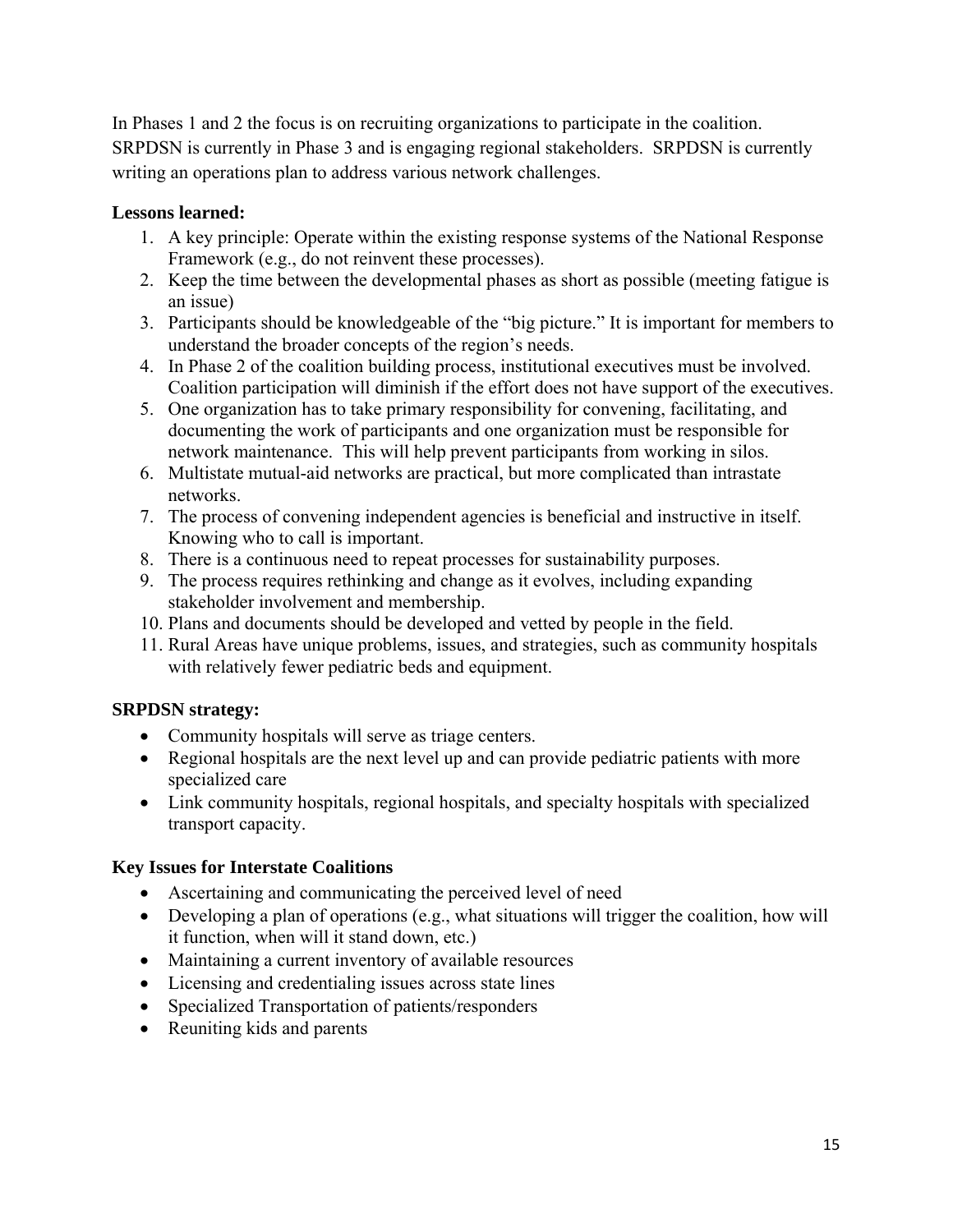In Phases 1 and 2 the focus is on recruiting organizations to participate in the coalition. SRPDSN is currently in Phase 3 and is engaging regional stakeholders. SRPDSN is currently writing an operations plan to address various network challenges.

**Lessons learned:**

1. A key principle: Operate within the existing response systems of the National Response Framework (e.g., do not reinvent these processes).
2. Keep the time between the developmental phases as short as possible (meeting fatigue is an issue)
3. Participants should be knowledgeable of the "big picture." It is important for members to understand the broader concepts of the region's needs.
4. In Phase 2 of the coalition building process, institutional executives must be involved. Coalition participation will diminish if the effort does not have support of the executives.
5. One organization has to take primary responsibility for convening, facilitating, and documenting the work of participants and one organization must be responsible for network maintenance. This will help prevent participants from working in silos.
6. Multistate mutual-aid networks are practical, but more complicated than intrastate networks.
7. The process of convening independent agencies is beneficial and instructive in itself. Knowing who to call is important.
8. There is a continuous need to repeat processes for sustainability purposes.
9. The process requires rethinking and change as it evolves, including expanding stakeholder involvement and membership.
10. Plans and documents should be developed and vetted by people in the field.
11. Rural Areas have unique problems, issues, and strategies, such as community hospitals with relatively fewer pediatric beds and equipment.

**SRPDSN strategy:**

- Community hospitals will serve as triage centers.
- Regional hospitals are the next level up and can provide pediatric patients with more specialized care
- Link community hospitals, regional hospitals, and specialty hospitals with specialized transport capacity.

**Key Issues for Interstate Coalitions**

- Ascertaining and communicating the perceived level of need
- Developing a plan of operations (e.g., what situations will trigger the coalition, how will it function, when will it stand down, etc.)
- Maintaining a current inventory of available resources
- Licensing and credentialing issues across state lines
- Specialized Transportation of patients/responders
- Reuniting kids and parents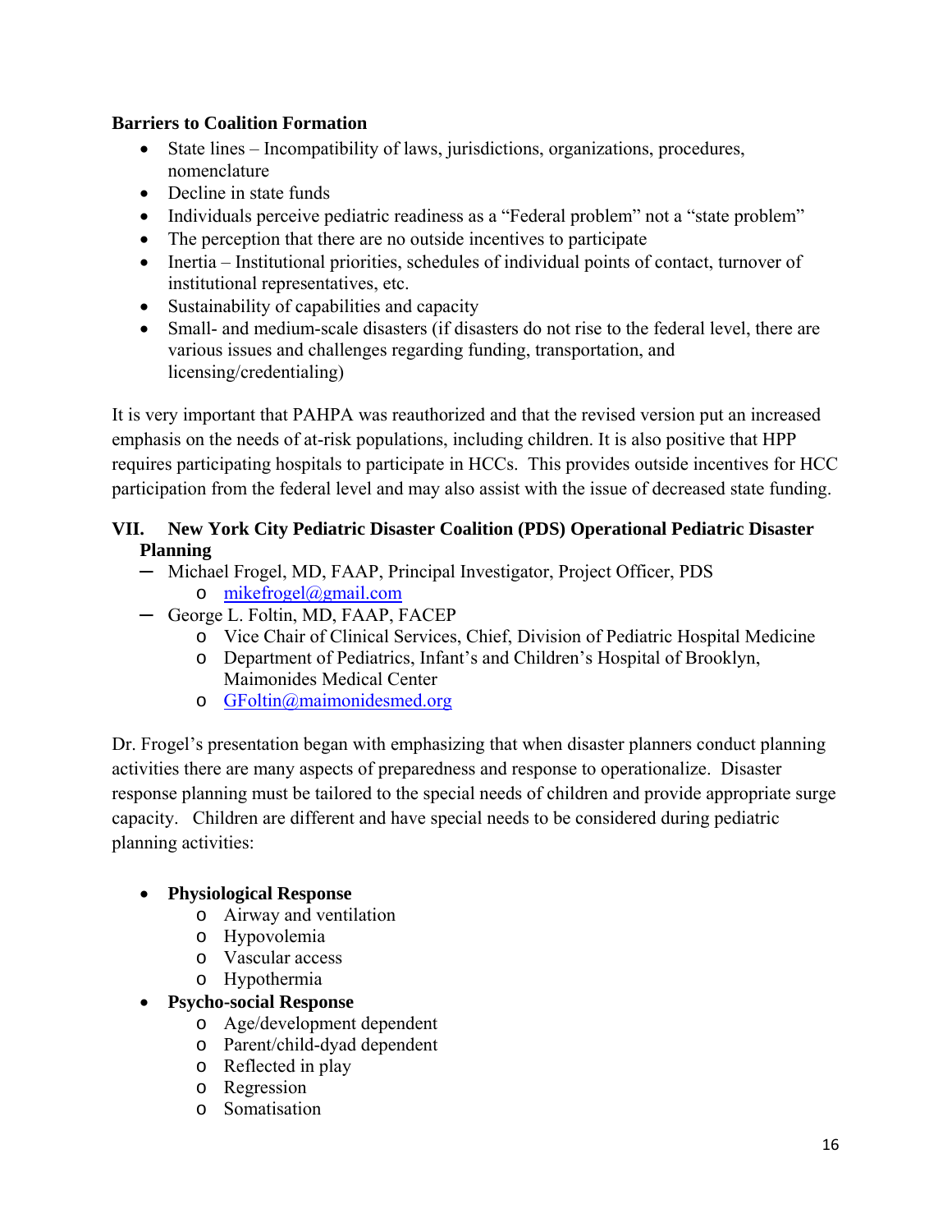**Barriers to Coalition Formation**

- State lines – Incompatibility of laws, jurisdictions, organizations, procedures, nomenclature
- Decline in state funds
- Individuals perceive pediatric readiness as a "Federal problem" not a "state problem"
- The perception that there are no outside incentives to participate
- Inertia – Institutional priorities, schedules of individual points of contact, turnover of institutional representatives, etc.
- Sustainability of capabilities and capacity
- Small- and medium-scale disasters (if disasters do not rise to the federal level, there are various issues and challenges regarding funding, transportation, and licensing/credentialing)

It is very important that PAHPA was reauthorized and that the revised version put an increased emphasis on the needs of at-risk populations, including children. It is also positive that HPP requires participating hospitals to participate in HCCs. This provides outside incentives for HCC participation from the federal level and may also assist with the issue of decreased state funding.

## VII. New York City Pediatric Disaster Coalition (PDS) Operational Pediatric Disaster Planning

- Michael Frogel, MD, FAAP, Principal Investigator, Project Officer, PDS
  - mikefrogel@gmail.com
- George L. Foltin, MD, FAAP, FACEP
  - Vice Chair of Clinical Services, Chief, Division of Pediatric Hospital Medicine
  - Department of Pediatrics, Infant's and Children's Hospital of Brooklyn, Maimonides Medical Center
  - GFoltin@maimonidesmed.org

Dr. Frogel's presentation began with emphasizing that when disaster planners conduct planning activities there are many aspects of preparedness and response to operationalize. Disaster response planning must be tailored to the special needs of children and provide appropriate surge capacity. Children are different and have special needs to be considered during pediatric planning activities:

- **Physiological Response**
  - Airway and ventilation
  - Hypovolemia
  - Vascular access
  - Hypothermia
- **Psycho-social Response**
  - Age/development dependent
  - Parent/child-dyad dependent
  - Reflected in play
  - Regression
  - Somatisation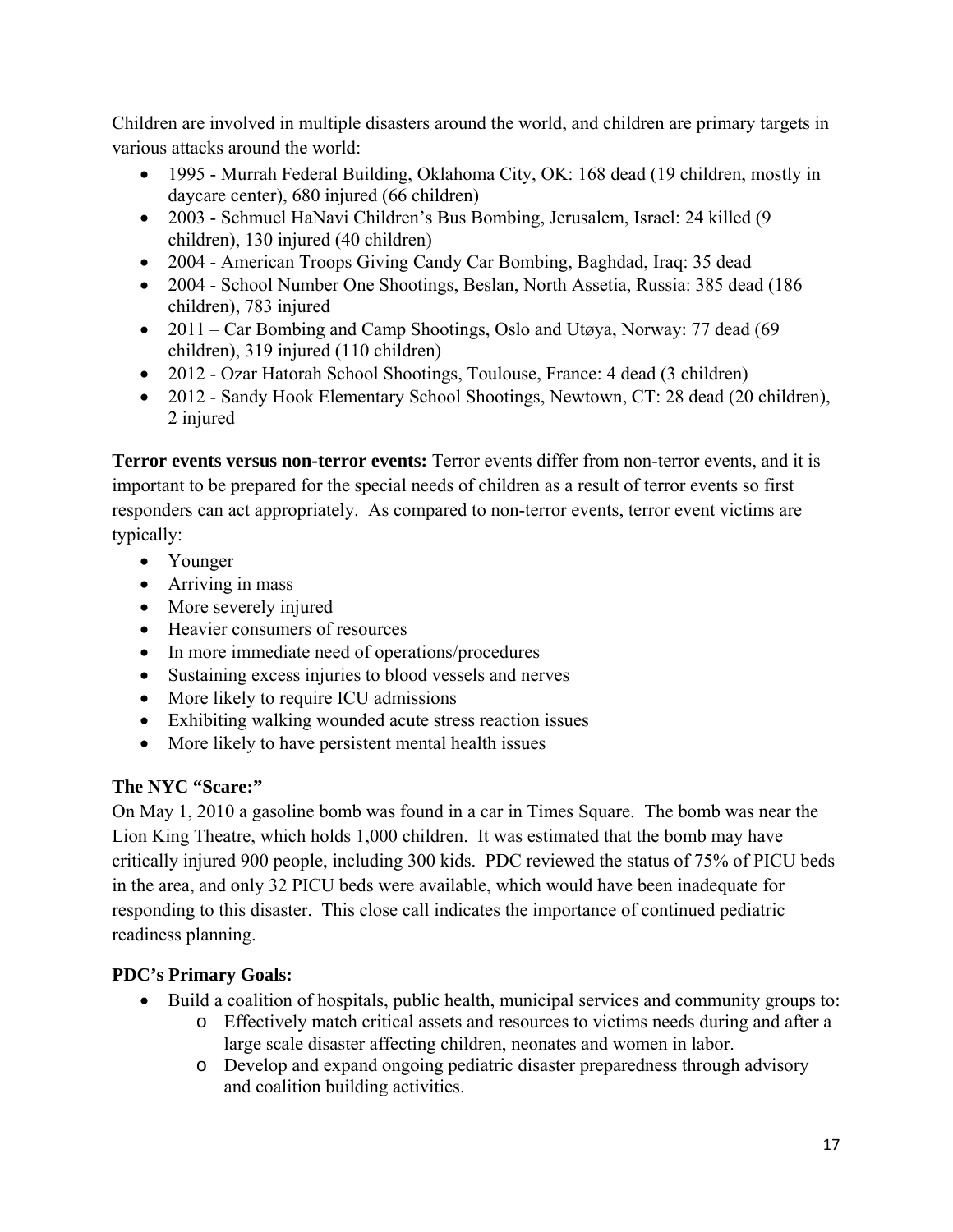Children are involved in multiple disasters around the world, and children are primary targets in various attacks around the world:

- 1995 - Murrah Federal Building, Oklahoma City, OK: 168 dead (19 children, mostly in daycare center), 680 injured (66 children)
- 2003 - Schmuel HaNavi Children's Bus Bombing, Jerusalem, Israel: 24 killed (9 children), 130 injured (40 children)
- 2004 - American Troops Giving Candy Car Bombing, Baghdad, Iraq: 35 dead
- 2004 - School Number One Shootings, Beslan, North Assetia, Russia: 385 dead (186 children), 783 injured
- 2011 – Car Bombing and Camp Shootings, Oslo and Utøya, Norway: 77 dead (69 children), 319 injured (110 children)
- 2012 - Ozar Hatorah School Shootings, Toulouse, France: 4 dead (3 children)
- 2012 - Sandy Hook Elementary School Shootings, Newtown, CT: 28 dead (20 children), 2 injured

**Terror events versus non-terror events:** Terror events differ from non-terror events, and it is important to be prepared for the special needs of children as a result of terror events so first responders can act appropriately. As compared to non-terror events, terror event victims are typically:

- Younger
- Arriving in mass
- More severely injured
- Heavier consumers of resources
- In more immediate need of operations/procedures
- Sustaining excess injuries to blood vessels and nerves
- More likely to require ICU admissions
- Exhibiting walking wounded acute stress reaction issues
- More likely to have persistent mental health issues

### The NYC "Scare:"

On May 1, 2010 a gasoline bomb was found in a car in Times Square. The bomb was near the Lion King Theatre, which holds 1,000 children. It was estimated that the bomb may have critically injured 900 people, including 300 kids. PDC reviewed the status of 75% of PICU beds in the area, and only 32 PICU beds were available, which would have been inadequate for responding to this disaster. This close call indicates the importance of continued pediatric readiness planning.

### PDC's Primary Goals:

- Build a coalition of hospitals, public health, municipal services and community groups to:
  - Effectively match critical assets and resources to victims needs during and after a large scale disaster affecting children, neonates and women in labor.
  - Develop and expand ongoing pediatric disaster preparedness through advisory and coalition building activities.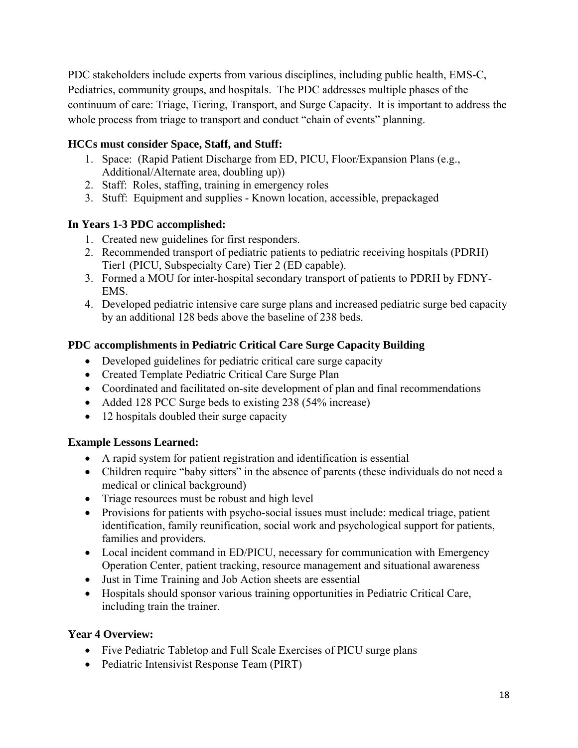PDC stakeholders include experts from various disciplines, including public health, EMS-C, Pediatrics, community groups, and hospitals. The PDC addresses multiple phases of the continuum of care: Triage, Tiering, Transport, and Surge Capacity. It is important to address the whole process from triage to transport and conduct "chain of events" planning.

**HCCs must consider Space, Staff, and Stuff:**

1. Space: (Rapid Patient Discharge from ED, PICU, Floor/Expansion Plans (e.g., Additional/Alternate area, doubling up))
2. Staff: Roles, staffing, training in emergency roles
3. Stuff: Equipment and supplies - Known location, accessible, prepackaged

**In Years 1-3 PDC accomplished:**

1. Created new guidelines for first responders.
2. Recommended transport of pediatric patients to pediatric receiving hospitals (PDRH) Tier1 (PICU, Subspecialty Care) Tier 2 (ED capable).
3. Formed a MOU for inter-hospital secondary transport of patients to PDRH by FDNY-EMS.
4. Developed pediatric intensive care surge plans and increased pediatric surge bed capacity by an additional 128 beds above the baseline of 238 beds.

**PDC accomplishments in Pediatric Critical Care Surge Capacity Building**

- Developed guidelines for pediatric critical care surge capacity
- Created Template Pediatric Critical Care Surge Plan
- Coordinated and facilitated on-site development of plan and final recommendations
- Added 128 PCC Surge beds to existing 238 (54% increase)
- 12 hospitals doubled their surge capacity

**Example Lessons Learned:**

- A rapid system for patient registration and identification is essential
- Children require "baby sitters" in the absence of parents (these individuals do not need a medical or clinical background)
- Triage resources must be robust and high level
- Provisions for patients with psycho-social issues must include: medical triage, patient identification, family reunification, social work and psychological support for patients, families and providers.
- Local incident command in ED/PICU, necessary for communication with Emergency Operation Center, patient tracking, resource management and situational awareness
- Just in Time Training and Job Action sheets are essential
- Hospitals should sponsor various training opportunities in Pediatric Critical Care, including train the trainer.

**Year 4 Overview:**

- Five Pediatric Tabletop and Full Scale Exercises of PICU surge plans
- Pediatric Intensivist Response Team (PIRT)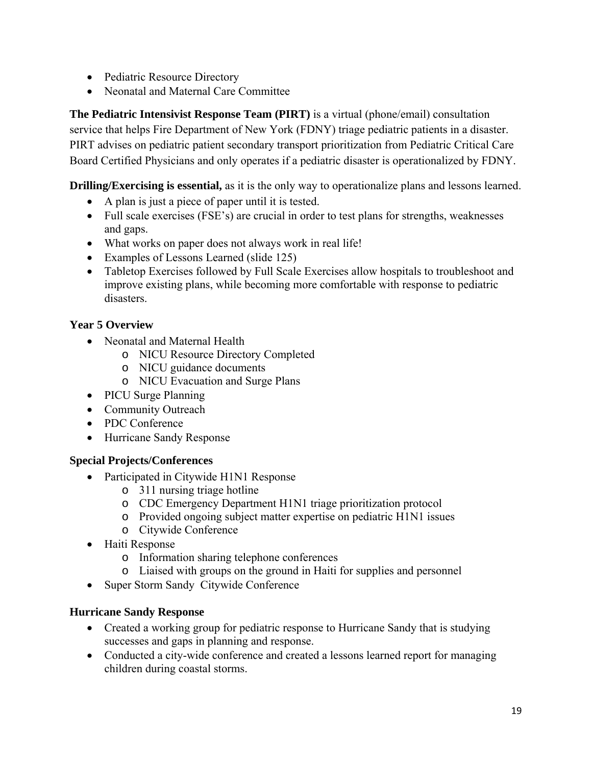- Pediatric Resource Directory
- Neonatal and Maternal Care Committee

**The Pediatric Intensivist Response Team (PIRT)** is a virtual (phone/email) consultation service that helps Fire Department of New York (FDNY) triage pediatric patients in a disaster. PIRT advises on pediatric patient secondary transport prioritization from Pediatric Critical Care Board Certified Physicians and only operates if a pediatric disaster is operationalized by FDNY.

**Drilling/Exercising is essential,** as it is the only way to operationalize plans and lessons learned.

- A plan is just a piece of paper until it is tested.
- Full scale exercises (FSE's) are crucial in order to test plans for strengths, weaknesses and gaps.
- What works on paper does not always work in real life!
- Examples of Lessons Learned (slide 125)
- Tabletop Exercises followed by Full Scale Exercises allow hospitals to troubleshoot and improve existing plans, while becoming more comfortable with response to pediatric disasters.

**Year 5 Overview**

- Neonatal and Maternal Health
  - NICU Resource Directory Completed
  - NICU guidance documents
  - NICU Evacuation and Surge Plans
- PICU Surge Planning
- Community Outreach
- PDC Conference
- Hurricane Sandy Response

**Special Projects/Conferences**

- Participated in Citywide H1N1 Response
  - 311 nursing triage hotline
  - CDC Emergency Department H1N1 triage prioritization protocol
  - Provided ongoing subject matter expertise on pediatric H1N1 issues
  - Citywide Conference
- Haiti Response
  - Information sharing telephone conferences
  - Liaised with groups on the ground in Haiti for supplies and personnel
- Super Storm Sandy Citywide Conference

**Hurricane Sandy Response**

- Created a working group for pediatric response to Hurricane Sandy that is studying successes and gaps in planning and response.
- Conducted a city-wide conference and created a lessons learned report for managing children during coastal storms.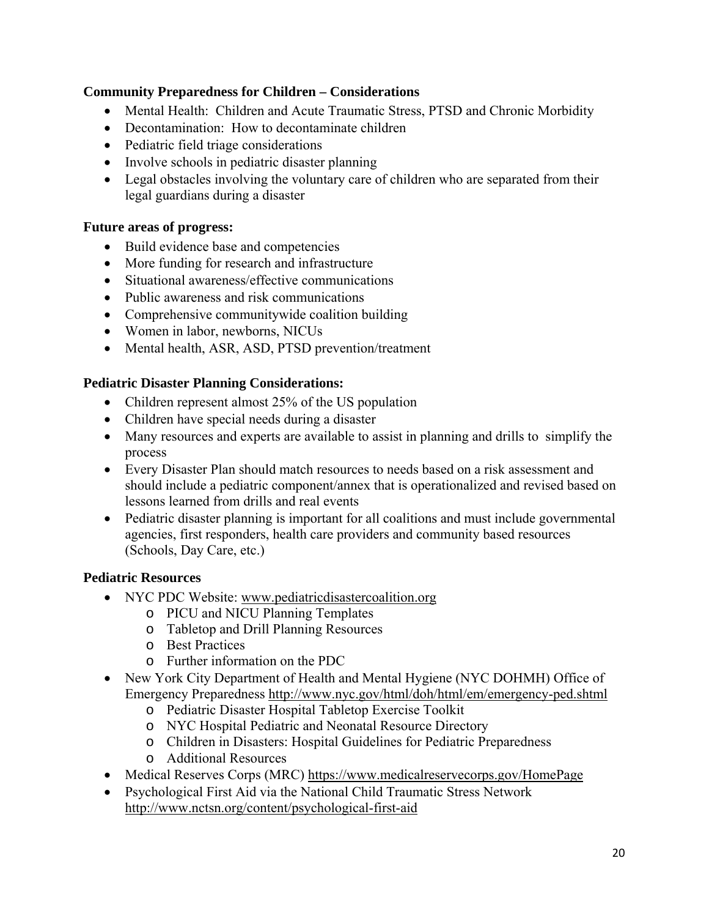**Community Preparedness for Children – Considerations**

- Mental Health: Children and Acute Traumatic Stress, PTSD and Chronic Morbidity
- Decontamination: How to decontaminate children
- Pediatric field triage considerations
- Involve schools in pediatric disaster planning
- Legal obstacles involving the voluntary care of children who are separated from their legal guardians during a disaster

**Future areas of progress:**

- Build evidence base and competencies
- More funding for research and infrastructure
- Situational awareness/effective communications
- Public awareness and risk communications
- Comprehensive communitywide coalition building
- Women in labor, newborns, NICUs
- Mental health, ASR, ASD, PTSD prevention/treatment

**Pediatric Disaster Planning Considerations:**

- Children represent almost 25% of the US population
- Children have special needs during a disaster
- Many resources and experts are available to assist in planning and drills to simplify the process
- Every Disaster Plan should match resources to needs based on a risk assessment and should include a pediatric component/annex that is operationalized and revised based on lessons learned from drills and real events
- Pediatric disaster planning is important for all coalitions and must include governmental agencies, first responders, health care providers and community based resources (Schools, Day Care, etc.)

**Pediatric Resources**

- NYC PDC Website: www.pediatricdisastercoalition.org
  - PICU and NICU Planning Templates
  - Tabletop and Drill Planning Resources
  - Best Practices
  - Further information on the PDC
- New York City Department of Health and Mental Hygiene (NYC DOHMH) Office of Emergency Preparedness http://www.nyc.gov/html/doh/html/em/emergency-ped.shtml
  - Pediatric Disaster Hospital Tabletop Exercise Toolkit
  - NYC Hospital Pediatric and Neonatal Resource Directory
  - Children in Disasters: Hospital Guidelines for Pediatric Preparedness
  - Additional Resources
- Medical Reserves Corps (MRC) https://www.medicalreservecorps.gov/HomePage
- Psychological First Aid via the National Child Traumatic Stress Network http://www.nctsn.org/content/psychological-first-aid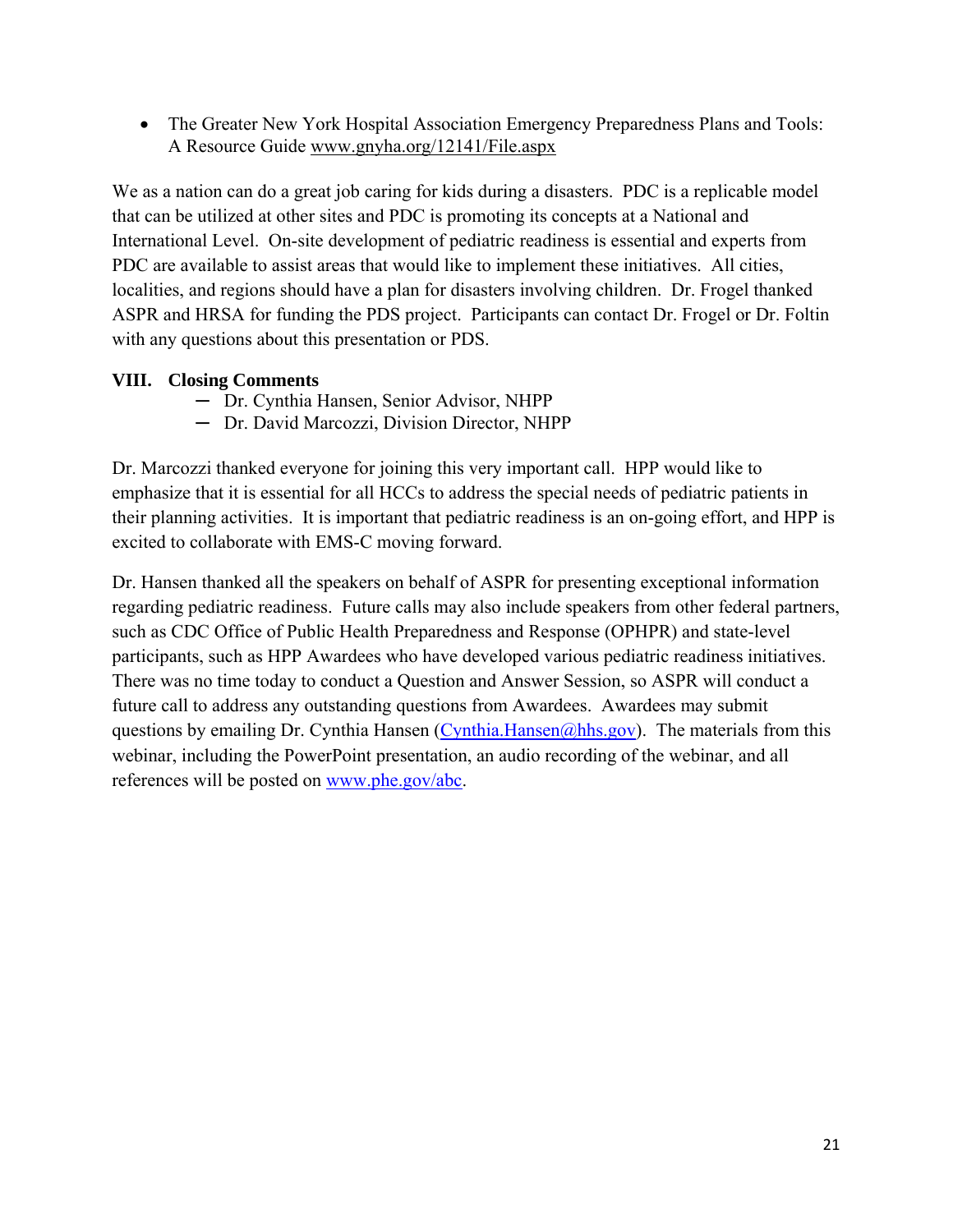- The Greater New York Hospital Association Emergency Preparedness Plans and Tools: A Resource Guide www.gnyha.org/12141/File.aspx

We as a nation can do a great job caring for kids during a disasters. PDC is a replicable model that can be utilized at other sites and PDC is promoting its concepts at a National and International Level. On-site development of pediatric readiness is essential and experts from PDC are available to assist areas that would like to implement these initiatives. All cities, localities, and regions should have a plan for disasters involving children. Dr. Frogel thanked ASPR and HRSA for funding the PDS project. Participants can contact Dr. Frogel or Dr. Foltin with any questions about this presentation or PDS.

## VIII. Closing Comments

- Dr. Cynthia Hansen, Senior Advisor, NHPP
- Dr. David Marcozzi, Division Director, NHPP

Dr. Marcozzi thanked everyone for joining this very important call. HPP would like to emphasize that it is essential for all HCCs to address the special needs of pediatric patients in their planning activities. It is important that pediatric readiness is an on-going effort, and HPP is excited to collaborate with EMS-C moving forward.

Dr. Hansen thanked all the speakers on behalf of ASPR for presenting exceptional information regarding pediatric readiness. Future calls may also include speakers from other federal partners, such as CDC Office of Public Health Preparedness and Response (OPHPR) and state-level participants, such as HPP Awardees who have developed various pediatric readiness initiatives. There was no time today to conduct a Question and Answer Session, so ASPR will conduct a future call to address any outstanding questions from Awardees. Awardees may submit questions by emailing Dr. Cynthia Hansen (Cynthia.Hansen@hhs.gov). The materials from this webinar, including the PowerPoint presentation, an audio recording of the webinar, and all references will be posted on www.phe.gov/abc.